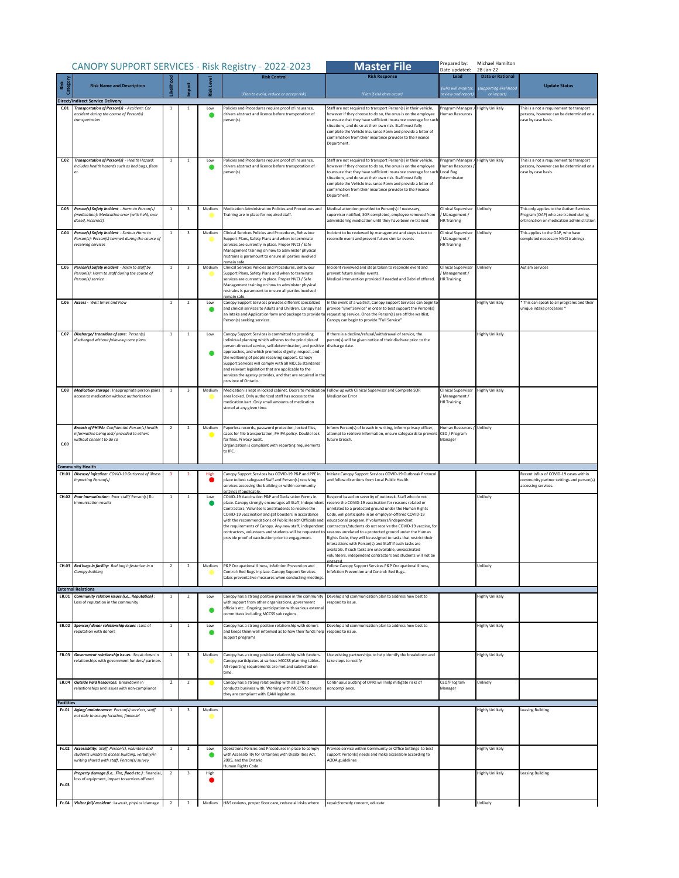# CANOPY SUPPORT SERVICES - Risk Registry - 2022-2023

**Master File**

Prepared by: Michael Hamilton
Date updated: 28-Jan-22

| Risk Category | Risk Name and Description | Likelihood | Impact | Risk Level | Risk Control (Plan to avoid, reduce or accept risk) | Risk Response (Plan if risk does occur) | Lead (who will monitor, review and report) | Data or Rational (supporting likelihood or impact) | Update Status |
|---|---|---|---|---|---|---|---|---|---|
| **Direct/Indirect Service Delivery** | | | | | | | | | |
| C.01 | ***Transportation of Person(s)** - Accident: Car accident during the course of Person(s) transportation* | 1 | 1 | Low | Policies and Procedures require proof of insurance, drivers abstract and licence before transpotation of person(s). | Staff are not required to transport Person(s) in their vehicle, however if they choose to do so, the onus is on the employee to ensure that they have sufficient insurance coverage for such situations, and do so at their own risk. Staff must fully complete the Vehicle Insurance Form and provide a letter of confirmation from their insurance provider to the Finance Department. | Program Manager / Human Resources | Highly Unlikely | This is a not a requirement to transport persons, however can be determined on a case by case basis. |
| C.02 | ***Transportation of Person(s)** - Health Hazard: Includes health hazards such as bed bugs, fleas et.* | 1 | 1 | Low | Policies and Procedures require proof of insurance, drivers abstract and licence before transpotation of person(s). | Staff are not required to transport Person(s) in their vehicle, however if they choose to do so, the onus is on the employee to ensure that they have sufficient insurance coverage for such situations, and do so at their own risk. Staff must fully complete the Vehicle Insurance Form and provide a letter of confirmation from their insurance provider to the Finance Department. | Program Manager / Human Resources / Local Bug Exterminator | Highly Unlikely | This is a not a requirement to transport persons, however can be determined on a case by case basis. |
| C.03 | ***Person(s) Safety incident** - Harm to Person(s) (medication): Medication error (with held, over dosed, incorrect)* | 1 | 3 | Medium | Medication Administration Policies and Procedures and Training are in place for required staff. | Medical attention provided to Person(s) if necessary, supervisor notified, SOR completed, employee removed from administering medication until they have been re-trained | Clinical Supervisor / Management / HR Training | Unlikely | This only applies to the Autism Services Program (OAP) who are trained during ortirenation on medication administration |
| C.04 | ***Person(s) Safety incident** - Serious Harm to Person(s): Person(s) harmed during the course of receiving services* | 1 | 3 | Medium | Clinical Services Policies and Procedures, Behaviour Support Plans, Safety Plans and when to terminate services are currently in place. Proper NVCI / Safe Management training on how to administer physical restrains is paramount to ensure all parties involved remain safe. | Incident to be reviewed by management and steps taken to reconcile event and prevent future similar events | Clinical Supervisor / Management / HR Training | Unlikely | This applies to the OAP, who have completed neceesary NVCI trainings. |
| C.05 | ***Person(s) Safety incident** - harm to staff by Person(s): Harm to staff during the course of Person(s) service* | 1 | 3 | Medium | Clinical Services Policies and Procedures, Behaviour Support Plans, Safety Plans and when to terminate services are currently in place. Proper NVCI / Safe Management training on how to administer physical restrains is paramount to ensure all parties involved remain safe. | Incident reviewed and steps taken to reconcile event and prevent future similar events. Medical intervention provided if needed and Debrief offered. | Clinical Supervisor / Management / HR Training | Unlikely | Autism Services |
| C.06 | ***Access** - Wait times and Flow* | 1 | 2 | Low | Canopy Support Services provides different specialized and clinical services to Adults and Children. Canopy has an Intake and Application form and package to provide to Person(s) seeking services. | In the event of a waitlist, Canopy Support Services can begin to provide "Brief Service" in order to best support the Person(s) requesting service. Once the Person(s) are off the waitlist, Canopy can begin to provide "Full Service" | | Highly Unlikely | * This can speak to all programs and their unique intake processes * |
| C.07 | ***Discharge/ transition of care:** Person(s) discharged without follow-up care plans* | 1 | 1 | Low | Canopy Support Services is committed to providing individual planning which adheres to the principles of person-directed service, self-determination, and positive approaches, and which promotes dignity, respect, and the wellbeing of people receiving support. Canopy Support Services will comply with all MCCSS standards and relevant legislation that are applicable to the services the agency provides, and that are required in the province of Ontario. | If there is a decline/refusal/withdrawal of service, the person(s) will be given notice of their dischare prior to the discharge date. | | Highly Unlikely | |
| C.08 | ***Medication storage** : Inappropriate person gains access to medication without authorization* | 1 | 3 | Medium | Medication is kept in locked cabinet. Doors to medication area locked. Only authorized staff has access to the medication kart. Only small amounts of medication stored at any given time. | Follow up with Clinical Supervisor and Complete SOR Medication Error | Clinical Supervisor / Management / HR Training | Highly Unlikely | |
| C.09 | ***Breach of PHIPA:** Confidential Person(s) health information being lost/ provided to others without consent to do so* | 2 | 2 | Medium | Paperless records, password protection, locked files, cases for file transportation, PHIPA policy. Double lock for files. Privacy audit. Organization is compliant with reporting requirements to IPC. | Inform Person(s) of breach in writing, inform privacy officer, attempt to retrieve information, ensure safeguards to prevent future breach. | Human Resources / CEO / Program Manager | Unlikely | |
| **Community Health** | | | | | | | | | |
| CH.01 | ***Disease/ infection:** COVID-19 Outbreak of illness impacting Person(s)* | 3 | 2 | High | Canopy Support Services has COVID-19 P&P and PPE in place to best safeguard Staff and Person(s) receiving services accessing the building or within community settings if applicable. | Initiate Canopy Support Services COVID-19 Outbreak Protocol and follow directions from Local Public Health | | | Recent influx of COVID-19 cases within community partner settings and person(s) accessing services. |
| CH.02 | ***Poor immunization** : Poor staff/ Person(s) flu immunization results* | 1 | 1 | Low | COVID-19 Vaccination P&P and Declaration Forms in place. Canopy strongly encourages all Staff, Independent Contractors, Volunteers and Students to receive the COVID-19 vaccination and get boosters in accordance with the recommendations of Public Health Officials and the requirements of Canopy. Any new staff, independent contractors, volunteers and students will be requested to provide proof of vaccination prior to engagement. | Respond based on severity of outbreak. Staff who do not receive the COVID-19 vaccination for reasons related or unrelated to a protected ground under the Human Rights Code, will participate in an employer-offered COVID-19 educational program. If volunteers/independent contractors/students do not receive the COVID-19 vaccine, for reasons unrelated to a protected ground under the Human Rights Code, they will be assigned to tasks that restrict their interactions with Person(s) and Staff if such tasks are available. If such tasks are unavailable, unvaccinated volunteers, independent contractors and students will not be engaged. | | Unlikely | |
| CH.03 | ***Bed bugs in facility:** Bed bug infestation in a Canopy building* | 2 | 2 | Medium | P&P Occupational Illness, Infefction Prevention and Control: Bed Bugs in place. Canopy Support Services takes preventative measures when conducting meetings. | Follow Canopy Support Services P&P Occupational Illness, Infefction Prevention and Control: Bed Bugs. | | Unlikely | |
| **External Relations** | | | | | | | | | |
| ER.01 | ***Community relation issues (i.e.. Reputation)** : Loss of reputation in the community* | 1 | 2 | Low | Canopy has a strong positive presence in the community with support from other organizations, government officials etc. Ongoing participation with various external committees including MCCSS sub regions. | Develop and communication plan to address how best to respond to issue. | | Highly Unlikely | |
| ER.02 | ***Sponsor/ donor relationship issues** : Loss of reputation with donors* | 1 | 1 | Low | Canopy has a strong positive relationship with donors and keeps them well informed as to how their funds help support programs | Develop and communication plan to address how best to respond to issue. | | Highly Unlikely | |
| ER.03 | ***Government relationship issues** : Break down in relationships with government funders/ partners* | 1 | 3 | Medium | Canopy has a strong positive relationship with funders. Canopy participates at various MCCSS planning tables. All reporting requirements are met and submitted on time. | Use existing partnerships to help identify the breakdown and take steps to rectify | | Highly Unlikely | |
| ER.04 | ***Outside Paid Resources:** Breakdown in relastionships and issues with non-compliance* | 2 | 2 | | Canopy has a strong relationship with all OPRs it conducts business with. Working with MCCSS to ensure they are compliant with QAM legislation. | Continuous audting of OPRs will help mitigate risks of noncompliance. | CEO/Program Manager | Unlikely | |
| **Facilities** | | | | | | | | | |
| Fc.01 | ***Aging/ maintenance:** Person(s) services, staff not able to occupy location, financial* | 1 | 3 | Medium | | | | Highly Unlikely | Leasing Building |
| Fc.02 | ***Accessibility:** Staff, Person(s), volunteer and students unable to access building, verbally/in writing shared with staff, Person(s) survey* | 1 | 2 | Low | Operations Policies and Procedures in place to comply with Accessibility for Ontarians with Disabilities Act, 2005, and the Ontario Human Rights Code | Provide service within Community or Office Settings to best support Person(s) needs and make accessible according to AODA guidelines | | Highly Unlikely | |
| Fc.03 | ***Property damage (i.e.. Fire, flood etc.)** : financial, loss of equipment, impact to services offered* | 2 | 3 | High | | | | Highly Unlikely | Leasing Building |
| Fc.04 | ***Visitor fall/ accident** : Lawsuit, physical damage* | 2 | 2 | Medium | H&S reviews, proper floor care, reduce all risks where | repair/remedy concern, educate | | Unlikely | |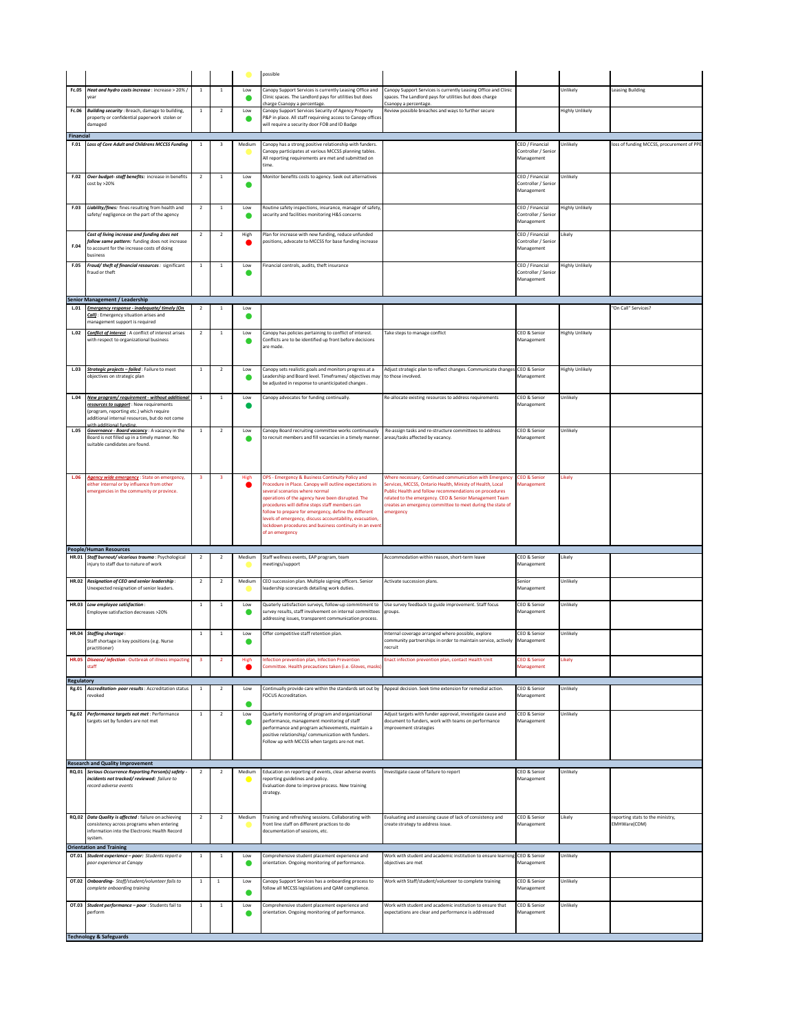| | | | | | | | | | |
|---|---|---|---|---|---|---|---|---|---|
| | | | | ● | possible | | | | |
| **Fc.05** | ***Heat and hydro costs increase*** : increase > 20% / year | 1 | 1 | Low ● | Canopy Support Services is currently Leasing Office and Clinic spaces. The Landlord pays for utilities but does charge Csanopy a percentage. | Canopy Support Services is currently Leasing Office and Clinic spaces. The Landlord pays for utilities but does charge Csanopy a percentage. | | Unlikely | Leasing Building |
| **Fc.06** | ***Building security*** : Breach, damage to building, property or confidential paperwork stolen or damaged | 1 | 2 | Low ● | Canopy Support Services Security of Agency Property P&P in place. All staff requireing access to Canopy offices will require a security door FOB and ID Badge | Review possible breaches and ways to further secure | | Highly Unlikely | |
| **Financial** | | | | | | | | | |
| **F.01** | ***Loss of Core Adult and Childrens MCCSS Funding*** | 1 | 3 | Medium ● | Canopy has a strong positive relationship with funders. Canopy participates at various MCCSS planning tables. All reporting requirements are met and submitted on time. | | CEO / Financial Controller / Senior Management | Unlikely | loss of funding MCCSS, procurement of PPE |
| **F.02** | ***Over budget- staff benefits:*** increase in benefits cost by >20% | 2 | 1 | Low ● | Monitor benefits costs to agency. Seek out alternatives | | CEO / Financial Controller / Senior Management | Unlikely | |
| **F.03** | ***Liability/fines:*** fines resulting from health and safety/ negligence on the part of the agency | 2 | 1 | Low ● | Routine safety inspections, insurance, manager of safety, security and facilities monitoring H&S concerns | | CEO / Financial Controller / Senior Management | Highly Unlikely | |
| **F.04** | ***Cost of living increase and funding does not follow same pattern:*** funding does not increase to account for the increase costs of doing business | 2 | 2 | High ● | Plan for increase with new funding, reduce unfunded positions, advocate to MCCSS for base funding increase | | CEO / Financial Controller / Senior Management | Likely | |
| **F.05** | ***Fraud/ theft of financial resources*** : significant fraud or theft | 1 | 1 | Low ● | Financial controls, audits, theft insurance | | CEO / Financial Controller / Senior Management | Highly Unlikely | |
| **Senior Management / Leadership** | | | | | | | | | |
| **L.01** | ***Emergency response - inadequate/ timely (On Call)*** : Emergency situation arises and management support is required | 2 | 1 | Low ● | | | | | "On Call" Services? |
| **L.02** | ***Conflict of interest*** : A conflict of interest arises with respect to organizational business | 2 | 1 | Low ● | Canopy has policies pertaining to conflict of interest. Conflicts are to be identified up front before decisions are made. | Take steps to manage conflict | CEO & Senior Management | Highly Unlikely | |
| **L.03** | ***Strategic projects – failed*** : Failure to meet objectives on strategic plan | 1 | 2 | Low ● | Canopy sets realistic goals and monitors progress at a Leadership and Board level. Timeframes/ objectives may be adjusted in response to unanticipated changes . | Adjust strategic plan to reflect changes. Communicate changes to those involved. | CEO & Senior Management | Highly Unlikely | |
| **L.04** | ***New program/ requirement - without additional resources to support*** : New requirements (program, reporting etc.) which require additional internal resources, but do not come with additional funding | 1 | 1 | Low ● | Canopy advocates for funding continually. | Re-allocate existing resources to address requirements | CEO & Senior Management | Unlikely | |
| **L.05** | ***Governance - Board vacancy*** : A vacancy in the Board is not filled up in a timely manner. No suitable candidates are found. | 1 | 2 | Low ● | Canopy Board recruiting committee works continuously to recruit members and fill vacancies in a timely manner. | Re-assign tasks and re-structure committees to address areas/tasks affected by vacancy. | CEO & Senior Management | Unlikely | |
| **L.06** | ***Agency wide emergency*** : State on emergency, either internal or by influence from other emergencies in the community or province. | 3 | 3 | High ● | OPS - Emergency & Business Continuity Policy and Procedure in Place. Canopy will outline expectations in several scenarios where normal operations of the agency have been disrupted. The procedures will define steps staff members can follow to prepare for emergency, define the different levels of emergency, discuss accountability, evacuation, lockdown procedures and business continuity in an event of an emergency | Where necessary; Continued communication with Emergency Services, MCCSS, Ontario Health, Ministy of Health, Local Public Health and follow recommendations on procedures related to the emergency. CEO & Senior Management Team creates an emergency committee to meet during the state of emergency | CEO & Senior Management | Likely | |
| **People/Human Resources** | | | | | | | | | |
| **HR.01** | ***Staff burnout/ vicarious trauma*** : Psychological injury to staff due to nature of work | 2 | 2 | Medium ● | Staff wellness events, EAP program, team meetings/support | Accommodation within reason, short-term leave | CEO & Senior Management | Likely | |
| **HR.02** | ***Resignation of CEO and senior leadership*** : Unexpected resignation of senior leaders. | 2 | 2 | Medium ● | CEO succession plan. Multiple signing officers. Senior leadership scorecards detailing work duties. | Activate succession plans. | Senior Management | Unlikely | |
| **HR.03** | ***Low employee satisfaction*** : Employee satisfaction decreases >20% | 1 | 1 | Low ● | Quaterly satisfaction surveys, follow-up commitment to survey results, staff involvement on internal committees addressing issues, transparent communication process. | Use survey feedback to guide improvement. Staff focus groups. | CEO & Senior Management | Unlikely | |
| **HR.04** | ***Staffing shortage*** : Staff shortage in key positions (e.g. Nurse practitioner) | 1 | 1 | Low ● | Offer competitive staff retention plan. | Internal coverage arranged where possible, explore community partnerships in order to maintain service, actively recruit | CEO & Senior Management | Unlikely | |
| **HR.05** | ***Disease/ Infection*** : Outbreak of illness impacting staff | 3 | 2 | High ● | Infection prevention plan, Infection Prevention Committee. Health precautions taken (i.e. Gloves, masks) | Enact infection prevention plan, contact Health Unit | CEO & Senior Management | Likely | |
| **Regulatory** | | | | | | | | | |
| **Rg.01** | ***Accreditation- poor results*** : Accreditation status revoked | 1 | 2 | Low ● | Continually provide care within the standards set out by FOCUS Accreditation. | Appeal decision. Seek time extension for remedial action. | CEO & Senior Management | Unlikely | |
| **Rg.02** | ***Performance targets not met*** : Performance targets set by funders are not met | 1 | 2 | Low ● | Quarterly monitoring of program and organizational performance, management monitoring of staff performance and program achievements, maintain a positive relationship/ communication with funders. Follow up with MCCSS when targets are not met. | Adjust targets with funder approval, investigate cause and document to funders, work with teams on performance improvement strategies | CEO & Senior Management | Unlikely | |
| **Research and Quality Improvement** | | | | | | | | | |
| **RQ.01** | ***Serious Occurrence Reporting Person(s) safety - incidents not tracked/ reviewed:*** *failure to record adverse events* | 2 | 2 | Medium ● | Education on reporting of events, clear adverse events reporting guidelines and policy. Evaluation done to improve process. New training strategy. | Investigate cause of failure to report | CEO & Senior Management | Unlikely | |
| **RQ.02** | ***Data Quality is affected*** : failure on achieving consistency across programs when entering information into the Electronic Health Record system. | 2 | 2 | Medium ● | Training and refreshing sessions. Collaborating with front line staff on different practices to do documentation of sessions, etc. | Evaluating and assessing cause of lack of consistency and create strategy to address issue. | CEO & Senior Management | Likely | reporting stats to the ministry, EMHWare(CDM) |
| **Orientation and Training** | | | | | | | | | |
| **OT.01** | ***Student experience – poor:*** *Students report a poor experience at Canopy* | 1 | 1 | Low ● | Comprehensive student placement experience and orientation. Ongoing monitoring of performance. | Work with student and academic institution to ensure learning objectives are met | CEO & Senior Management | Unlikely | |
| **OT.02** | ***Onboarding-*** *Staff/student/volunteer fails to complete onboarding training* | 1 | 1 | Low ● | Canopy Support Services has a onboarding process to follow all MCCSS legislations and QAM complience. | Work with Staff/student/volunteer to complete training | CEO & Senior Management | Unlikely | |
| **OT.03** | ***Student performance – poor*** : Students fail to perform | 1 | 1 | Low ● | Comprehensive student placement experience and orientation. Ongoing monitoring of performance. | Work with student and academic institution to ensure that expectations are clear and performance is addressed | CEO & Senior Management | Unlikely | |
| **Technology & Safeguards** | | | | | | | | | |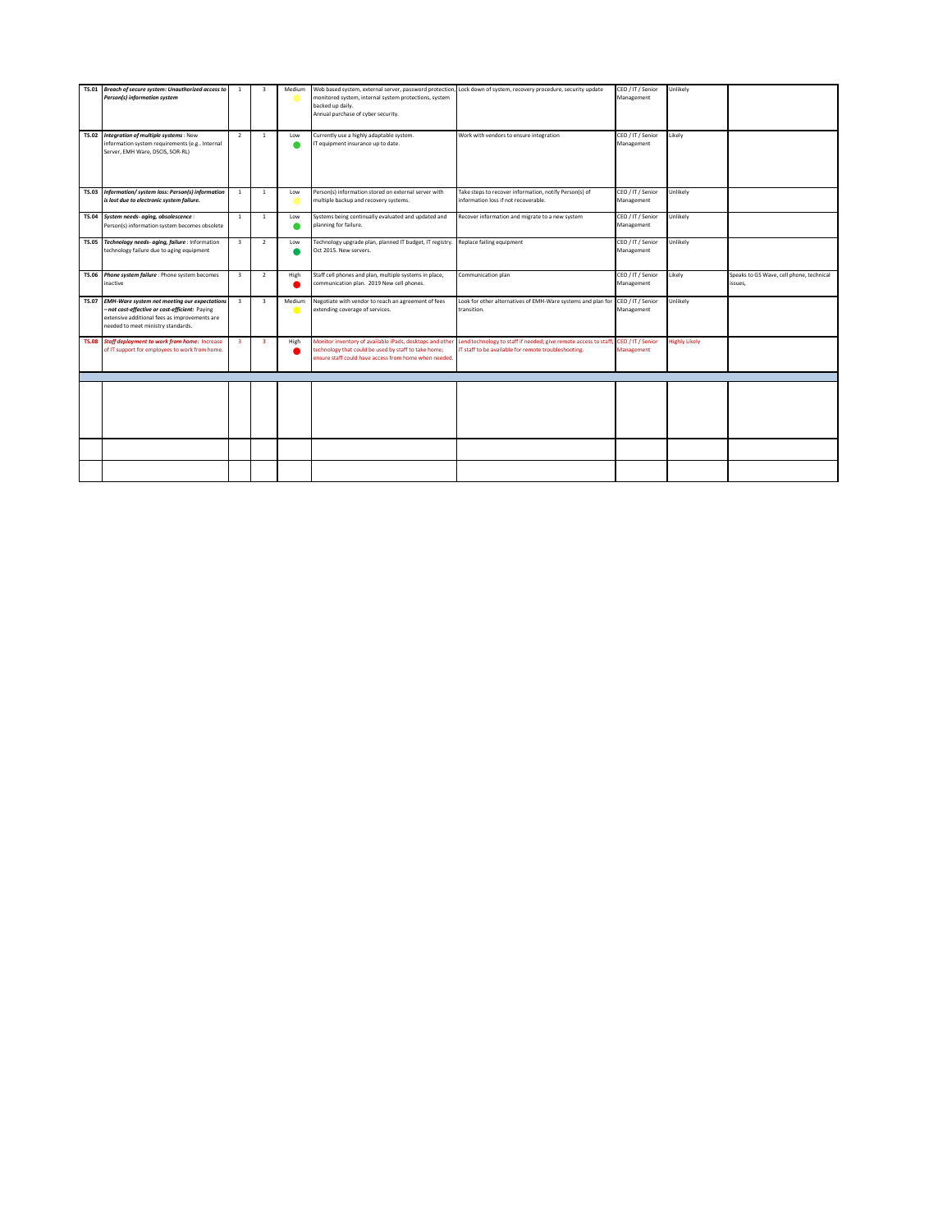| | | | | | | | | | |
|---|---|---|---|---|---|---|---|---|---|
| TS.01 | ***Breach of secure system: Unauthorized access to Person(s) information system*** | 1 | 3 | Medium | Web based system, external server, password protection, monitored system, internal system protections, system backed up daily. Annual purchase of cyber security. | Lock down of system, recovery procedure, security update | CEO / IT / Senior Management | Unlikely | |
| TS.02 | ***Integration of multiple systems*** : New information system requirements (e.g.. Internal Server, EMH Ware, DSCIS, SOR-RL) | 2 | 1 | Low | Currently use a highly adaptable system. IT equipment insurance up to date. | Work with vendors to ensure integration | CEO / IT / Senior Management | Likely | |
| TS.03 | ***Information/ system loss: Person(s) information is lost due to electronic system failure.*** | 1 | 1 | Low | Person(s) information stored on external server with multiple backup and recovery systems. | Take steps to recover information, notify Person(s) of information loss if not recoverable. | CEO / IT / Senior Management | Unlikely | |
| TS.04 | ***System needs- aging, obsolescence*** : Person(s) information system becomes obsolete | 1 | 1 | Low | Systems being continually evaluated and updated and planning for failure. | Recover information and migrate to a new system | CEO / IT / Senior Management | Unlikely | |
| TS.05 | ***Technology needs- aging, failure*** : Information technology failure due to aging equipment | 3 | 2 | Low | Technology upgrade plan, planned IT budget, IT registry. Oct 2015. New servers. | Replace failing equipment | CEO / IT / Senior Management | Unlikely | |
| TS.06 | ***Phone system failure*** : Phone system becomes inactive | 3 | 2 | High | Staff cell phones and plan, multiple systems in place, communication plan. 2019 New cell phones. | Communication plan | CEO / IT / Senior Management | Likely | Speaks to GS Wave, cell phone, technical issues, |
| TS.07 | ***EMH-Ware system not meeting our expectations – not cost-effective or cost-efficient:*** Paying extensive additional fees as improvements are needed to meet ministry standards. | 3 | 3 | Medium | Negotiate with vendor to reach an agreement of fees extending coverage of services. | Look for other alternatives of EMH-Ware systems and plan for transition. | CEO / IT / Senior Management | Unlikely | |
| TS.08 | ***Staff deployment to work from home:*** Increase of IT support for employees to work from home. | 3 | 3 | High | Monitor inventory of available iPads, desktops and other technology that could be used by staff to take home; ensure staff could have access from home when needed. | Lend technology to staff if needed; give remote access to staff; IT staff to be available for remote troubleshooting. | CEO / IT / Senior Management | Highly Likely | |